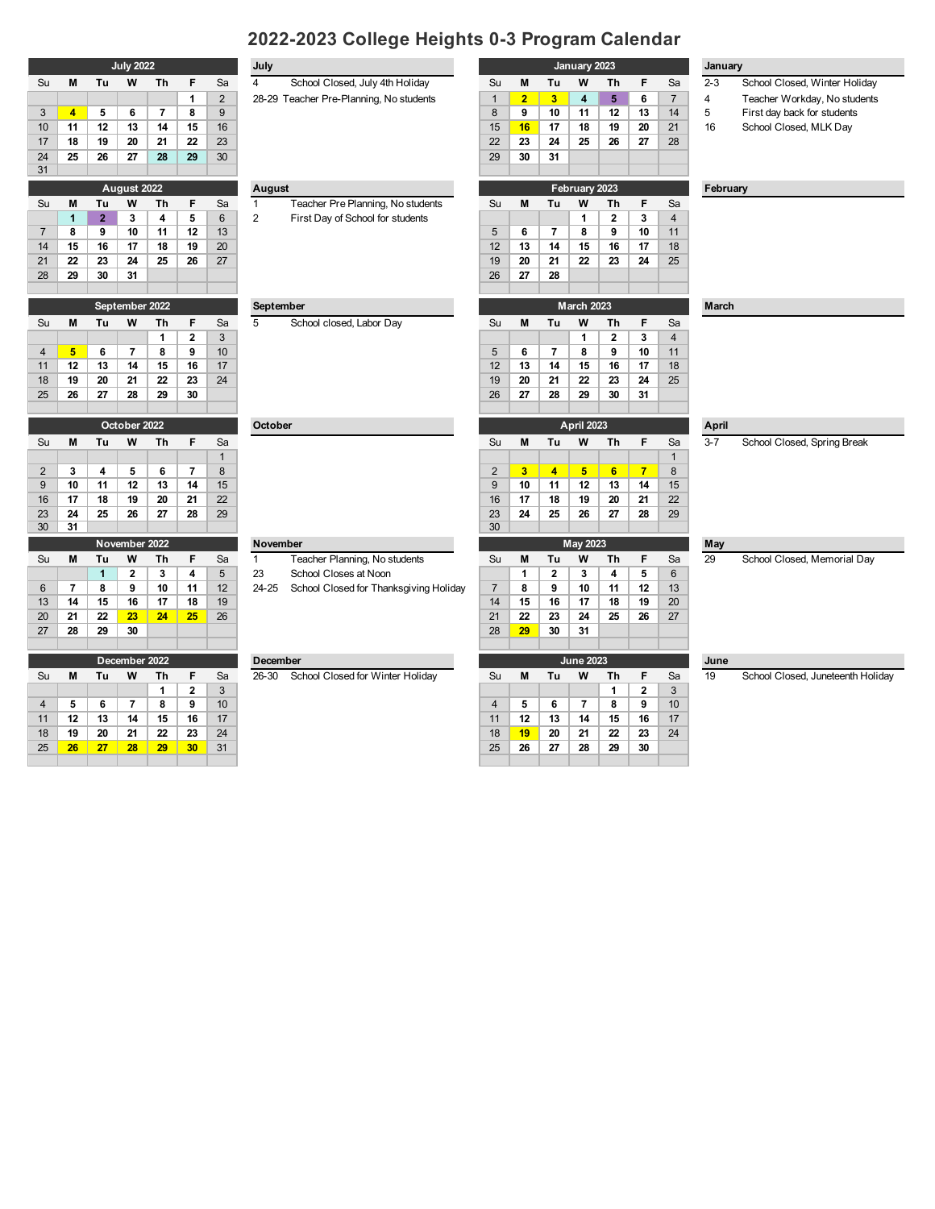# 2022-2023 College Heights 0-3 Program Calendar

## July 2022

| Su | M | Tu | W | Th | F | Sa |
|---|---|---|---|---|---|---|
| | | | | | 1 | 2 |
| 3 | 4 | 5 | 6 | 7 | 8 | 9 |
| 10 | 11 | 12 | 13 | 14 | 15 | 16 |
| 17 | 18 | 19 | 20 | 21 | 22 | 23 |
| 24 | 25 | 26 | 27 | 28 | 29 | 30 |
| 31 | | | | | | |

**July**

- 4 School Closed, July 4th Holiday
- 28-29 Teacher Pre-Planning, No students

## August 2022

| Su | M | Tu | W | Th | F | Sa |
|---|---|---|---|---|---|---|
| | 1 | 2 | 3 | 4 | 5 | 6 |
| 7 | 8 | 9 | 10 | 11 | 12 | 13 |
| 14 | 15 | 16 | 17 | 18 | 19 | 20 |
| 21 | 22 | 23 | 24 | 25 | 26 | 27 |
| 28 | 29 | 30 | 31 | | | |

**August**

- 1 Teacher Pre Planning, No students
- 2 First Day of School for students

## September 2022

| Su | M | Tu | W | Th | F | Sa |
|---|---|---|---|---|---|---|
| | | | | 1 | 2 | 3 |
| 4 | 5 | 6 | 7 | 8 | 9 | 10 |
| 11 | 12 | 13 | 14 | 15 | 16 | 17 |
| 18 | 19 | 20 | 21 | 22 | 23 | 24 |
| 25 | 26 | 27 | 28 | 29 | 30 | |

**September**

- 5 School closed, Labor Day

## October 2022

| Su | M | Tu | W | Th | F | Sa |
|---|---|---|---|---|---|---|
| | | | | | | 1 |
| 2 | 3 | 4 | 5 | 6 | 7 | 8 |
| 9 | 10 | 11 | 12 | 13 | 14 | 15 |
| 16 | 17 | 18 | 19 | 20 | 21 | 22 |
| 23 | 24 | 25 | 26 | 27 | 28 | 29 |
| 30 | 31 | | | | | |

**October**

## November 2022

| Su | M | Tu | W | Th | F | Sa |
|---|---|---|---|---|---|---|
| | | 1 | 2 | 3 | 4 | 5 |
| 6 | 7 | 8 | 9 | 10 | 11 | 12 |
| 13 | 14 | 15 | 16 | 17 | 18 | 19 |
| 20 | 21 | 22 | 23 | 24 | 25 | 26 |
| 27 | 28 | 29 | 30 | | | |

**November**

- 1 Teacher Planning, No students
- 23 School Closes at Noon
- 24-25 School Closed for Thanksgiving Holiday

## December 2022

| Su | M | Tu | W | Th | F | Sa |
|---|---|---|---|---|---|---|
| | | | | 1 | 2 | 3 |
| 4 | 5 | 6 | 7 | 8 | 9 | 10 |
| 11 | 12 | 13 | 14 | 15 | 16 | 17 |
| 18 | 19 | 20 | 21 | 22 | 23 | 24 |
| 25 | 26 | 27 | 28 | 29 | 30 | 31 |

**December**

- 26-30 School Closed for Winter Holiday

## January 2023

| Su | M | Tu | W | Th | F | Sa |
|---|---|---|---|---|---|---|
| 1 | 2 | 3 | 4 | 5 | 6 | 7 |
| 8 | 9 | 10 | 11 | 12 | 13 | 14 |
| 15 | 16 | 17 | 18 | 19 | 20 | 21 |
| 22 | 23 | 24 | 25 | 26 | 27 | 28 |
| 29 | 30 | 31 | | | | |

**January**

- 2-3 School Closed, Winter Holiday
- 4 Teacher Workday, No students
- 5 First day back for students
- 16 School Closed, MLK Day

## February 2023

| Su | M | Tu | W | Th | F | Sa |
|---|---|---|---|---|---|---|
| | | | 1 | 2 | 3 | 4 |
| 5 | 6 | 7 | 8 | 9 | 10 | 11 |
| 12 | 13 | 14 | 15 | 16 | 17 | 18 |
| 19 | 20 | 21 | 22 | 23 | 24 | 25 |
| 26 | 27 | 28 | | | | |

**February**

## March 2023

| Su | M | Tu | W | Th | F | Sa |
|---|---|---|---|---|---|---|
| | | | 1 | 2 | 3 | 4 |
| 5 | 6 | 7 | 8 | 9 | 10 | 11 |
| 12 | 13 | 14 | 15 | 16 | 17 | 18 |
| 19 | 20 | 21 | 22 | 23 | 24 | 25 |
| 26 | 27 | 28 | 29 | 30 | 31 | |

**March**

## April 2023

| Su | M | Tu | W | Th | F | Sa |
|---|---|---|---|---|---|---|
| | | | | | | 1 |
| 2 | 3 | 4 | 5 | 6 | 7 | 8 |
| 9 | 10 | 11 | 12 | 13 | 14 | 15 |
| 16 | 17 | 18 | 19 | 20 | 21 | 22 |
| 23 | 24 | 25 | 26 | 27 | 28 | 29 |
| 30 | | | | | | |

**April**

- 3-7 School Closed, Spring Break

## May 2023

| Su | M | Tu | W | Th | F | Sa |
|---|---|---|---|---|---|---|
| | 1 | 2 | 3 | 4 | 5 | 6 |
| 7 | 8 | 9 | 10 | 11 | 12 | 13 |
| 14 | 15 | 16 | 17 | 18 | 19 | 20 |
| 21 | 22 | 23 | 24 | 25 | 26 | 27 |
| 28 | 29 | 30 | 31 | | | |

**May**

- 29 School Closed, Memorial Day

## June 2023

| Su | M | Tu | W | Th | F | Sa |
|---|---|---|---|---|---|---|
| | | | | 1 | 2 | 3 |
| 4 | 5 | 6 | 7 | 8 | 9 | 10 |
| 11 | 12 | 13 | 14 | 15 | 16 | 17 |
| 18 | 19 | 20 | 21 | 22 | 23 | 24 |
| 25 | 26 | 27 | 28 | 29 | 30 | |

**June**

- 19 School Closed, Juneteenth Holiday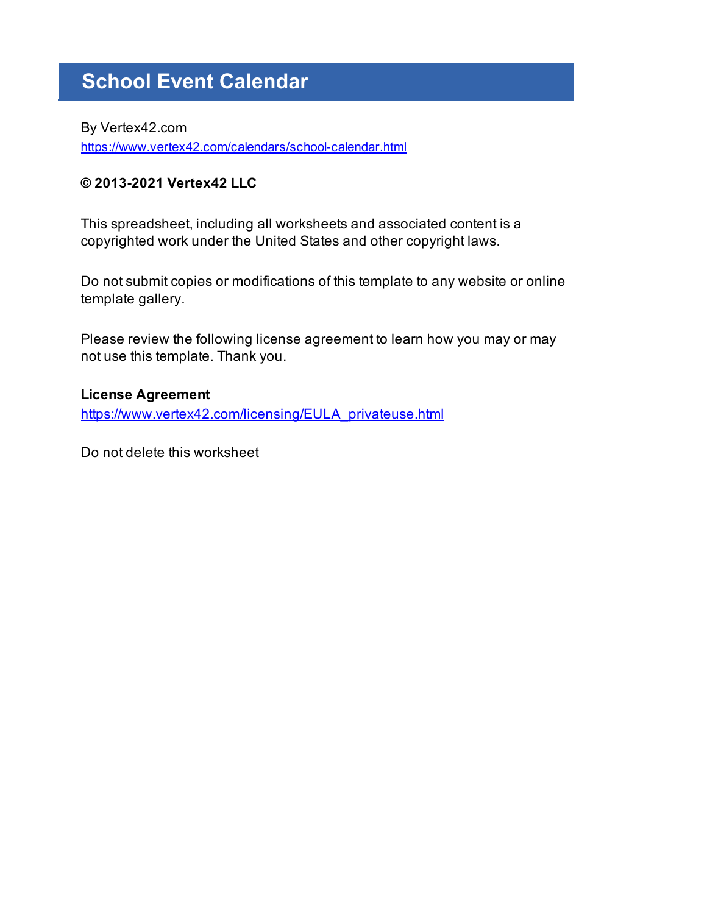# School Event Calendar

By Vertex42.com
https://www.vertex42.com/calendars/school-calendar.html

**© 2013-2021 Vertex42 LLC**

This spreadsheet, including all worksheets and associated content is a copyrighted work under the United States and other copyright laws.

Do not submit copies or modifications of this template to any website or online template gallery.

Please review the following license agreement to learn how you may or may not use this template. Thank you.

**License Agreement**
https://www.vertex42.com/licensing/EULA_privateuse.html

Do not delete this worksheet